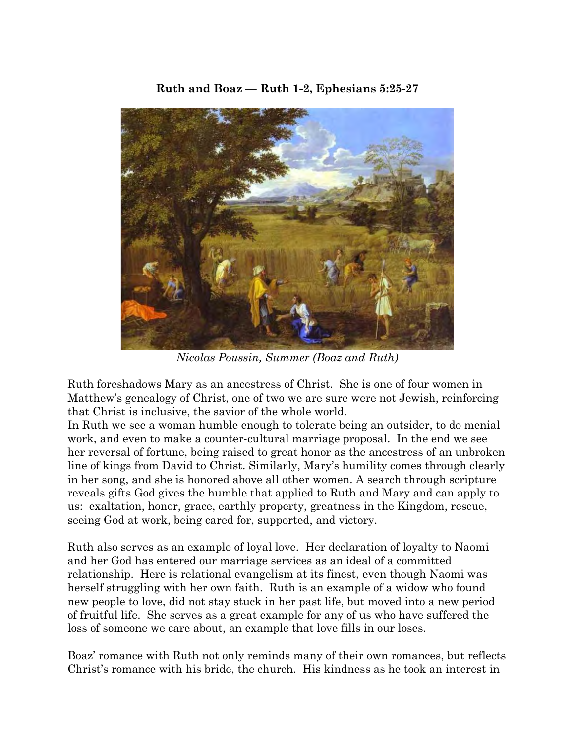**Ruth and Boaz — Ruth 1-2, Ephesians 5:25-27**

*Nicolas Poussin, Summer (Boaz and Ruth)*

Ruth foreshadows Mary as an ancestress of Christ. She is one of four women in Matthew's genealogy of Christ, one of two we are sure were not Jewish, reinforcing that Christ is inclusive, the savior of the whole world.
In Ruth we see a woman humble enough to tolerate being an outsider, to do menial work, and even to make a counter-cultural marriage proposal. In the end we see her reversal of fortune, being raised to great honor as the ancestress of an unbroken line of kings from David to Christ. Similarly, Mary's humility comes through clearly in her song, and she is honored above all other women. A search through scripture reveals gifts God gives the humble that applied to Ruth and Mary and can apply to us: exaltation, honor, grace, earthly property, greatness in the Kingdom, rescue, seeing God at work, being cared for, supported, and victory.

Ruth also serves as an example of loyal love. Her declaration of loyalty to Naomi and her God has entered our marriage services as an ideal of a committed relationship. Here is relational evangelism at its finest, even though Naomi was herself struggling with her own faith. Ruth is an example of a widow who found new people to love, did not stay stuck in her past life, but moved into a new period of fruitful life. She serves as a great example for any of us who have suffered the loss of someone we care about, an example that love fills in our loses.

Boaz' romance with Ruth not only reminds many of their own romances, but reflects Christ's romance with his bride, the church. His kindness as he took an interest in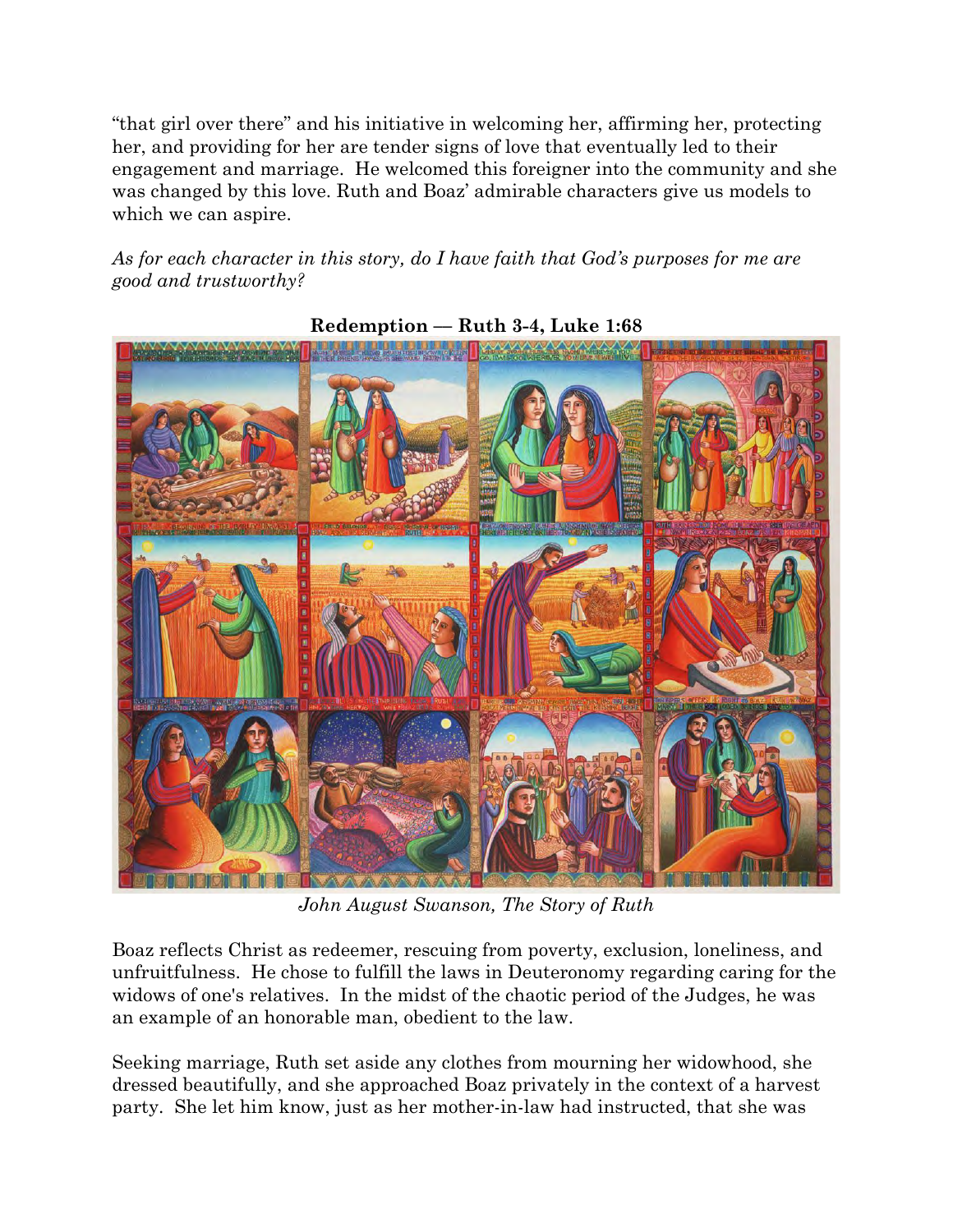"that girl over there" and his initiative in welcoming her, affirming her, protecting her, and providing for her are tender signs of love that eventually led to their engagement and marriage. He welcomed this foreigner into the community and she was changed by this love. Ruth and Boaz' admirable characters give us models to which we can aspire.

*As for each character in this story, do I have faith that God's purposes for me are good and trustworthy?*

**Redemption — Ruth 3-4, Luke 1:68**

*John August Swanson, The Story of Ruth*

Boaz reflects Christ as redeemer, rescuing from poverty, exclusion, loneliness, and unfruitfulness. He chose to fulfill the laws in Deuteronomy regarding caring for the widows of one's relatives. In the midst of the chaotic period of the Judges, he was an example of an honorable man, obedient to the law.

Seeking marriage, Ruth set aside any clothes from mourning her widowhood, she dressed beautifully, and she approached Boaz privately in the context of a harvest party. She let him know, just as her mother-in-law had instructed, that she was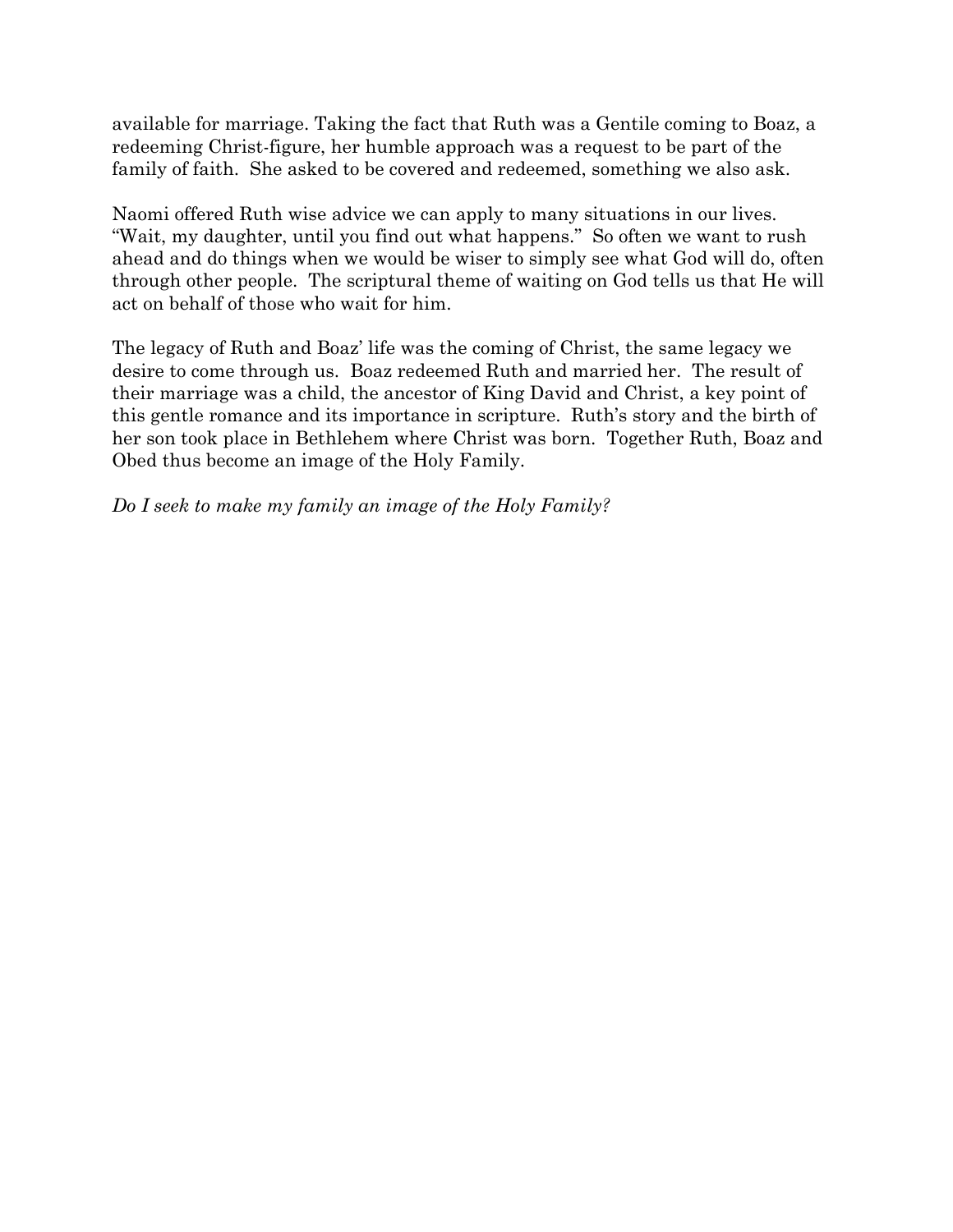available for marriage. Taking the fact that Ruth was a Gentile coming to Boaz, a redeeming Christ-figure, her humble approach was a request to be part of the family of faith. She asked to be covered and redeemed, something we also ask.

Naomi offered Ruth wise advice we can apply to many situations in our lives. "Wait, my daughter, until you find out what happens." So often we want to rush ahead and do things when we would be wiser to simply see what God will do, often through other people. The scriptural theme of waiting on God tells us that He will act on behalf of those who wait for him.

The legacy of Ruth and Boaz' life was the coming of Christ, the same legacy we desire to come through us. Boaz redeemed Ruth and married her. The result of their marriage was a child, the ancestor of King David and Christ, a key point of this gentle romance and its importance in scripture. Ruth's story and the birth of her son took place in Bethlehem where Christ was born. Together Ruth, Boaz and Obed thus become an image of the Holy Family.

*Do I seek to make my family an image of the Holy Family?*